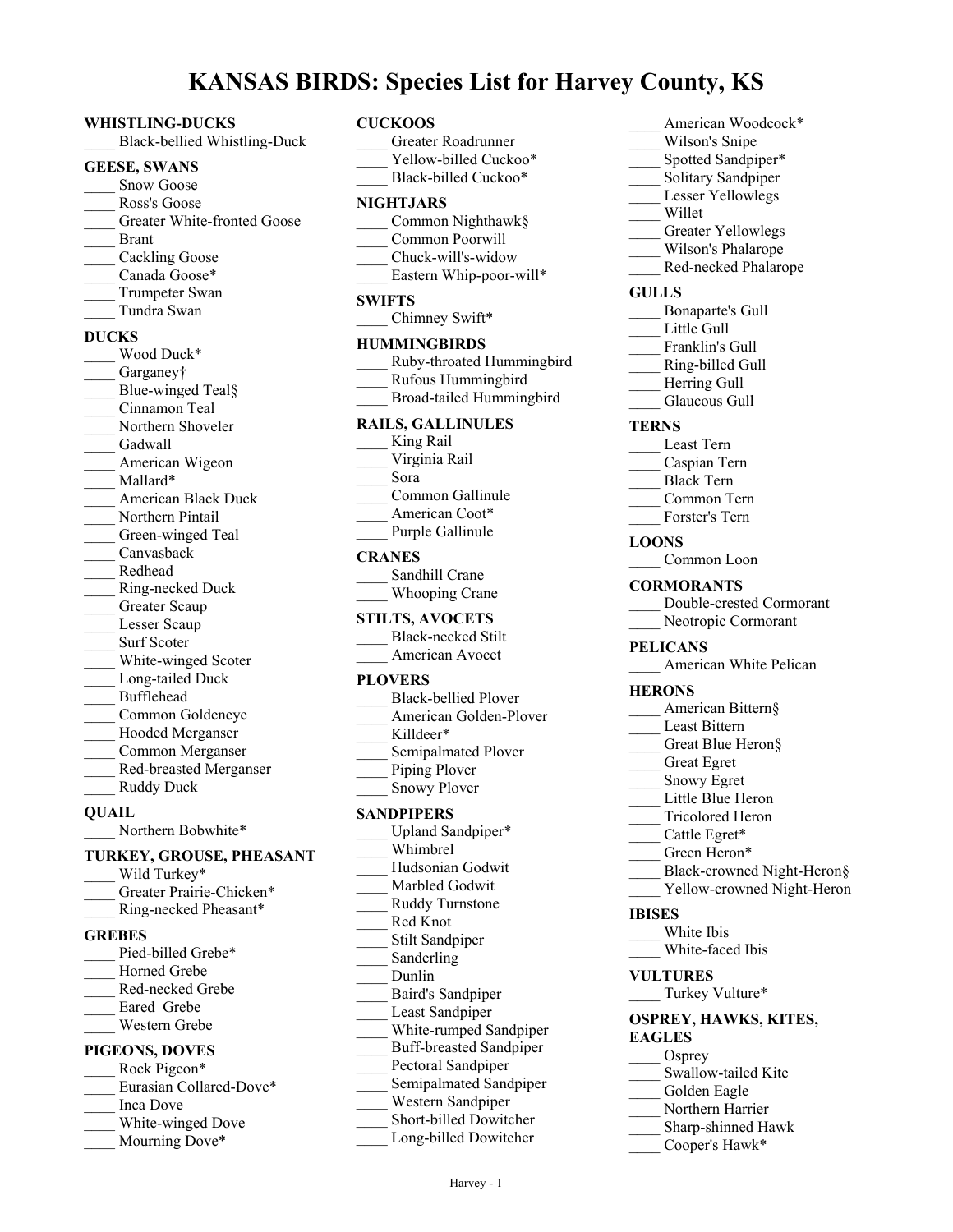# KANSAS BIRDS: Species List for Harvey County, KS

## WHISTLING-DUCKS
____ Black-bellied Whistling-Duck

## GEESE, SWANS
____ Snow Goose
____ Ross's Goose
____ Greater White-fronted Goose
____ Brant
____ Cackling Goose
____ Canada Goose*
____ Trumpeter Swan
____ Tundra Swan

## DUCKS
____ Wood Duck*
____ Garganey†
____ Blue-winged Teal§
____ Cinnamon Teal
____ Northern Shoveler
____ Gadwall
____ American Wigeon
____ Mallard*
____ American Black Duck
____ Northern Pintail
____ Green-winged Teal
____ Canvasback
____ Redhead
____ Ring-necked Duck
____ Greater Scaup
____ Lesser Scaup
____ Surf Scoter
____ White-winged Scoter
____ Long-tailed Duck
____ Bufflehead
____ Common Goldeneye
____ Hooded Merganser
____ Common Merganser
____ Red-breasted Merganser
____ Ruddy Duck

## QUAIL
____ Northern Bobwhite*

## TURKEY, GROUSE, PHEASANT
____ Wild Turkey*
____ Greater Prairie-Chicken*
____ Ring-necked Pheasant*

## GREBES
____ Pied-billed Grebe*
____ Horned Grebe
____ Red-necked Grebe
____ Eared Grebe
____ Western Grebe

## PIGEONS, DOVES
____ Rock Pigeon*
____ Eurasian Collared-Dove*
____ Inca Dove
____ White-winged Dove
____ Mourning Dove*

## CUCKOOS
____ Greater Roadrunner
____ Yellow-billed Cuckoo*
____ Black-billed Cuckoo*

## NIGHTJARS
____ Common Nighthawk§
____ Common Poorwill
____ Chuck-will's-widow
____ Eastern Whip-poor-will*

## SWIFTS
____ Chimney Swift*

## HUMMINGBIRDS
____ Ruby-throated Hummingbird
____ Rufous Hummingbird
____ Broad-tailed Hummingbird

## RAILS, GALLINULES
____ King Rail
____ Virginia Rail
____ Sora
____ Common Gallinule
____ American Coot*
____ Purple Gallinule

## CRANES
____ Sandhill Crane
____ Whooping Crane

## STILTS, AVOCETS
____ Black-necked Stilt
____ American Avocet

## PLOVERS
____ Black-bellied Plover
____ American Golden-Plover
____ Killdeer*
____ Semipalmated Plover
____ Piping Plover
____ Snowy Plover

## SANDPIPERS
____ Upland Sandpiper*
____ Whimbrel
____ Hudsonian Godwit
____ Marbled Godwit
____ Ruddy Turnstone
____ Red Knot
____ Stilt Sandpiper
____ Sanderling
____ Dunlin
____ Baird's Sandpiper
____ Least Sandpiper
____ White-rumped Sandpiper
____ Buff-breasted Sandpiper
____ Pectoral Sandpiper
____ Semipalmated Sandpiper
____ Western Sandpiper
____ Short-billed Dowitcher
____ Long-billed Dowitcher
____ American Woodcock*
____ Wilson's Snipe
____ Spotted Sandpiper*
____ Solitary Sandpiper
____ Lesser Yellowlegs
____ Willet
____ Greater Yellowlegs
____ Wilson's Phalarope
____ Red-necked Phalarope

## GULLS
____ Bonaparte's Gull
____ Little Gull
____ Franklin's Gull
____ Ring-billed Gull
____ Herring Gull
____ Glaucous Gull

## TERNS
____ Least Tern
____ Caspian Tern
____ Black Tern
____ Common Tern
____ Forster's Tern

## LOONS
____ Common Loon

## CORMORANTS
____ Double-crested Cormorant
____ Neotropic Cormorant

## PELICANS
____ American White Pelican

## HERONS
____ American Bittern§
____ Least Bittern
____ Great Blue Heron§
____ Great Egret
____ Snowy Egret
____ Little Blue Heron
____ Tricolored Heron
____ Cattle Egret*
____ Green Heron*
____ Black-crowned Night-Heron§
____ Yellow-crowned Night-Heron

## IBISES
____ White Ibis
____ White-faced Ibis

## VULTURES
____ Turkey Vulture*

## OSPREY, HAWKS, KITES, EAGLES
____ Osprey
____ Swallow-tailed Kite
____ Golden Eagle
____ Northern Harrier
____ Sharp-shinned Hawk
____ Cooper's Hawk*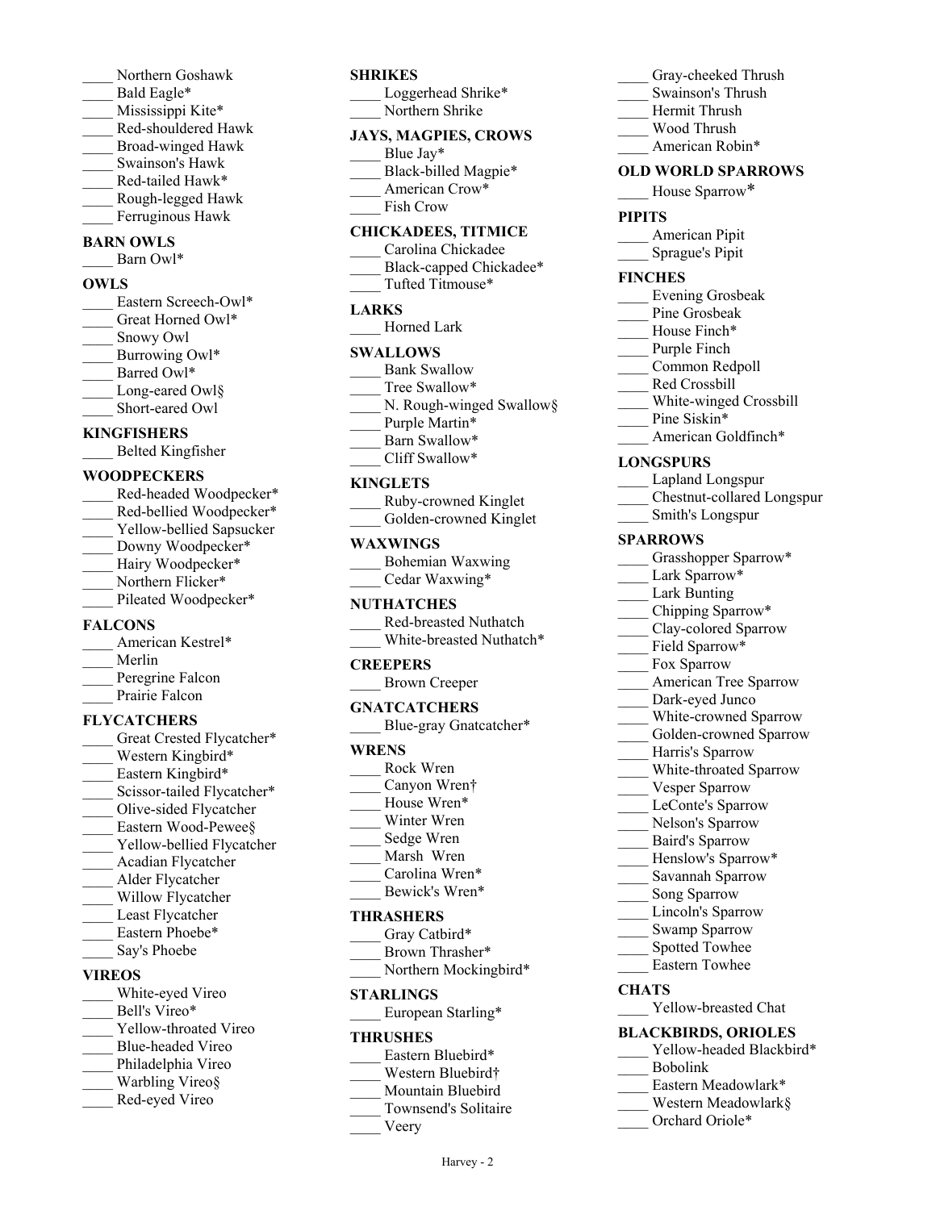____ Northern Goshawk
____ Bald Eagle*
____ Mississippi Kite*
____ Red-shouldered Hawk
____ Broad-winged Hawk
____ Swainson's Hawk
____ Red-tailed Hawk*
____ Rough-legged Hawk
____ Ferruginous Hawk

**BARN OWLS**

____ Barn Owl*

**OWLS**

____ Eastern Screech-Owl*
____ Great Horned Owl*
____ Snowy Owl
____ Burrowing Owl*
____ Barred Owl*
____ Long-eared Owl§
____ Short-eared Owl

**KINGFISHERS**

____ Belted Kingfisher

**WOODPECKERS**

____ Red-headed Woodpecker*
____ Red-bellied Woodpecker*
____ Yellow-bellied Sapsucker
____ Downy Woodpecker*
____ Hairy Woodpecker*
____ Northern Flicker*
____ Pileated Woodpecker*

**FALCONS**

____ American Kestrel*
____ Merlin
____ Peregrine Falcon
____ Prairie Falcon

**FLYCATCHERS**

____ Great Crested Flycatcher*
____ Western Kingbird*
____ Eastern Kingbird*
____ Scissor-tailed Flycatcher*
____ Olive-sided Flycatcher
____ Eastern Wood-Pewee§
____ Yellow-bellied Flycatcher
____ Acadian Flycatcher
____ Alder Flycatcher
____ Willow Flycatcher
____ Least Flycatcher
____ Eastern Phoebe*
____ Say's Phoebe

**VIREOS**

____ White-eyed Vireo
____ Bell's Vireo*
____ Yellow-throated Vireo
____ Blue-headed Vireo
____ Philadelphia Vireo
____ Warbling Vireo§
____ Red-eyed Vireo

**SHRIKES**

____ Loggerhead Shrike*
____ Northern Shrike

**JAYS, MAGPIES, CROWS**

____ Blue Jay*
____ Black-billed Magpie*
____ American Crow*
____ Fish Crow

**CHICKADEES, TITMICE**

____ Carolina Chickadee
____ Black-capped Chickadee*
____ Tufted Titmouse*

**LARKS**

____ Horned Lark

**SWALLOWS**

____ Bank Swallow
____ Tree Swallow*
____ N. Rough-winged Swallow§
____ Purple Martin*
____ Barn Swallow*
____ Cliff Swallow*

**KINGLETS**

____ Ruby-crowned Kinglet
____ Golden-crowned Kinglet

**WAXWINGS**

____ Bohemian Waxwing
____ Cedar Waxwing*

**NUTHATCHES**

____ Red-breasted Nuthatch
____ White-breasted Nuthatch*

**CREEPERS**

____ Brown Creeper

**GNATCATCHERS**

____ Blue-gray Gnatcatcher*

**WRENS**

____ Rock Wren
____ Canyon Wren†
____ House Wren*
____ Winter Wren
____ Sedge Wren
____ Marsh Wren
____ Carolina Wren*
____ Bewick's Wren*

**THRASHERS**

____ Gray Catbird*
____ Brown Thrasher*
____ Northern Mockingbird*

**STARLINGS**

____ European Starling*

**THRUSHES**

____ Eastern Bluebird*
____ Western Bluebird†
____ Mountain Bluebird
____ Townsend's Solitaire
____ Veery
____ Gray-cheeked Thrush
____ Swainson's Thrush
____ Hermit Thrush
____ Wood Thrush
____ American Robin*

**OLD WORLD SPARROWS**

____ House Sparrow*

**PIPITS**

____ American Pipit
____ Sprague's Pipit

**FINCHES**

____ Evening Grosbeak
____ Pine Grosbeak
____ House Finch*
____ Purple Finch
____ Common Redpoll
____ Red Crossbill
____ White-winged Crossbill
____ Pine Siskin*
____ American Goldfinch*

**LONGSPURS**

____ Lapland Longspur
____ Chestnut-collared Longspur
____ Smith's Longspur

**SPARROWS**

____ Grasshopper Sparrow*
____ Lark Sparrow*
____ Lark Bunting
____ Chipping Sparrow*
____ Clay-colored Sparrow
____ Field Sparrow*
____ Fox Sparrow
____ American Tree Sparrow
____ Dark-eyed Junco
____ White-crowned Sparrow
____ Golden-crowned Sparrow
____ Harris's Sparrow
____ White-throated Sparrow
____ Vesper Sparrow
____ LeConte's Sparrow
____ Nelson's Sparrow
____ Baird's Sparrow
____ Henslow's Sparrow*
____ Savannah Sparrow
____ Song Sparrow
____ Lincoln's Sparrow
____ Swamp Sparrow
____ Spotted Towhee
____ Eastern Towhee

**CHATS**

____ Yellow-breasted Chat

**BLACKBIRDS, ORIOLES**

____ Yellow-headed Blackbird*
____ Bobolink
____ Eastern Meadowlark*
____ Western Meadowlark§
____ Orchard Oriole*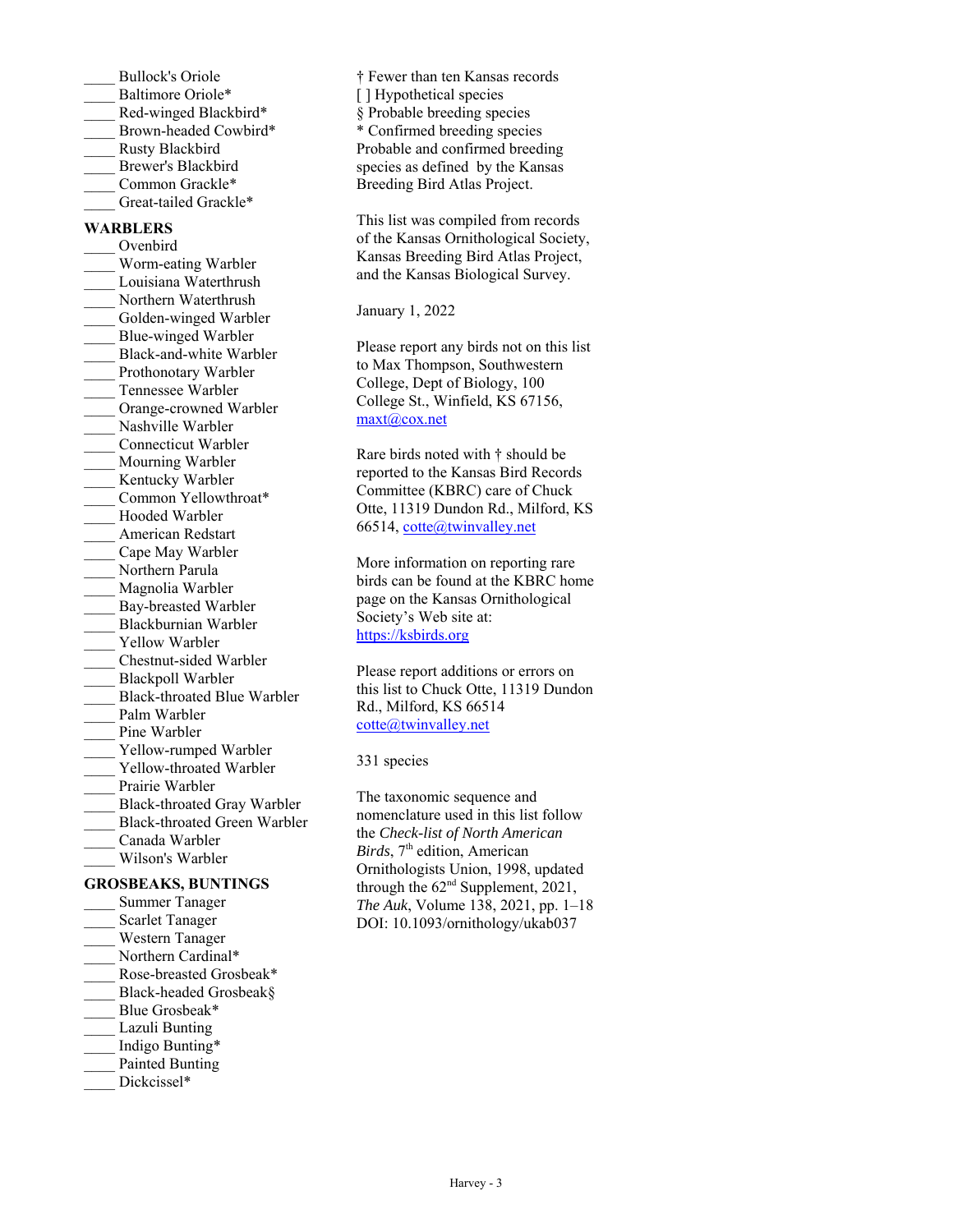____ Bullock's Oriole
____ Baltimore Oriole*
____ Red-winged Blackbird*
____ Brown-headed Cowbird*
____ Rusty Blackbird
____ Brewer's Blackbird
____ Common Grackle*
____ Great-tailed Grackle*

**WARBLERS**

____ Ovenbird
____ Worm-eating Warbler
____ Louisiana Waterthrush
____ Northern Waterthrush
____ Golden-winged Warbler
____ Blue-winged Warbler
____ Black-and-white Warbler
____ Prothonotary Warbler
____ Tennessee Warbler
____ Orange-crowned Warbler
____ Nashville Warbler
____ Connecticut Warbler
____ Mourning Warbler
____ Kentucky Warbler
____ Common Yellowthroat*
____ Hooded Warbler
____ American Redstart
____ Cape May Warbler
____ Northern Parula
____ Magnolia Warbler
____ Bay-breasted Warbler
____ Blackburnian Warbler
____ Yellow Warbler
____ Chestnut-sided Warbler
____ Blackpoll Warbler
____ Black-throated Blue Warbler
____ Palm Warbler
____ Pine Warbler
____ Yellow-rumped Warbler
____ Yellow-throated Warbler
____ Prairie Warbler
____ Black-throated Gray Warbler
____ Black-throated Green Warbler
____ Canada Warbler
____ Wilson's Warbler

**GROSBEAKS, BUNTINGS**

____ Summer Tanager
____ Scarlet Tanager
____ Western Tanager
____ Northern Cardinal*
____ Rose-breasted Grosbeak*
____ Black-headed Grosbeak§
____ Blue Grosbeak*
____ Lazuli Bunting
____ Indigo Bunting*
____ Painted Bunting
____ Dickcissel*

† Fewer than ten Kansas records
[ ] Hypothetical species
§ Probable breeding species
* Confirmed breeding species
Probable and confirmed breeding species as defined by the Kansas Breeding Bird Atlas Project.

This list was compiled from records of the Kansas Ornithological Society, Kansas Breeding Bird Atlas Project, and the Kansas Biological Survey.

January 1, 2022

Please report any birds not on this list to Max Thompson, Southwestern College, Dept of Biology, 100 College St., Winfield, KS 67156, maxt@cox.net

Rare birds noted with † should be reported to the Kansas Bird Records Committee (KBRC) care of Chuck Otte, 11319 Dundon Rd., Milford, KS 66514, cotte@twinvalley.net

More information on reporting rare birds can be found at the KBRC home page on the Kansas Ornithological Society's Web site at: https://ksbirds.org

Please report additions or errors on this list to Chuck Otte, 11319 Dundon Rd., Milford, KS 66514 cotte@twinvalley.net

331 species

The taxonomic sequence and nomenclature used in this list follow the *Check-list of North American Birds*, 7th edition, American Ornithologists Union, 1998, updated through the 62nd Supplement, 2021, *The Auk*, Volume 138, 2021, pp. 1–18 DOI: 10.1093/ornithology/ukab037